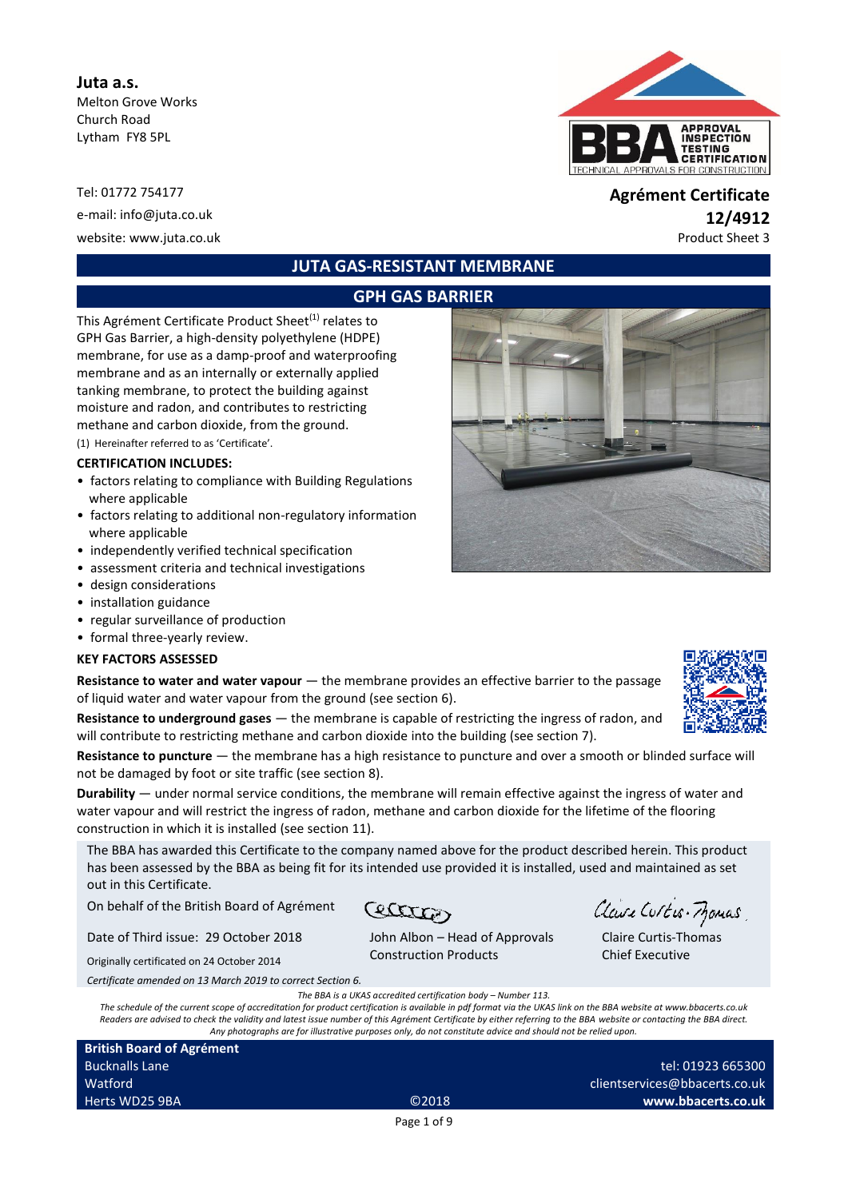**Juta a.s.**
Melton Grove Works
Church Road
Lytham FY8 5PL

Tel: 01772 754177
e-mail: info@juta.co.uk
website: www.juta.co.uk

**Agrément Certificate**
**12/4912**
Product Sheet 3

# JUTA GAS-RESISTANT MEMBRANE

## GPH GAS BARRIER

This Agrément Certificate Product Sheet[(1)] relates to GPH Gas Barrier, a high-density polyethylene (HDPE) membrane, for use as a damp-proof and waterproofing membrane and as an internally or externally applied tanking membrane, to protect the building against moisture and radon, and contributes to restricting methane and carbon dioxide, from the ground.

(1) Hereinafter referred to as 'Certificate'.

**CERTIFICATION INCLUDES:**

- factors relating to compliance with Building Regulations where applicable
- factors relating to additional non-regulatory information where applicable
- independently verified technical specification
- assessment criteria and technical investigations
- design considerations
- installation guidance
- regular surveillance of production
- formal three-yearly review.

**KEY FACTORS ASSESSED**

**Resistance to water and water vapour** — the membrane provides an effective barrier to the passage of liquid water and water vapour from the ground (see section 6).

**Resistance to underground gases** — the membrane is capable of restricting the ingress of radon, and will contribute to restricting methane and carbon dioxide into the building (see section 7).

**Resistance to puncture** — the membrane has a high resistance to puncture and over a smooth or blinded surface will not be damaged by foot or site traffic (see section 8).

**Durability** — under normal service conditions, the membrane will remain effective against the ingress of water and water vapour and will restrict the ingress of radon, methane and carbon dioxide for the lifetime of the flooring construction in which it is installed (see section 11).

The BBA has awarded this Certificate to the company named above for the product described herein. This product has been assessed by the BBA as being fit for its intended use provided it is installed, used and maintained as set out in this Certificate.

On behalf of the British Board of Agrément

Date of Third issue: 29 October 2018

Originally certificated on 24 October 2014

John Albon – Head of Approvals
Construction Products

Claire Curtis-Thomas
Chief Executive

*Certificate amended on 13 March 2019 to correct Section 6.*

*The BBA is a UKAS accredited certification body – Number 113.*
*The schedule of the current scope of accreditation for product certification is available in pdf format via the UKAS link on the BBA website at www.bbacerts.co.uk*
*Readers are advised to check the validity and latest issue number of this Agrément Certificate by either referring to the BBA website or contacting the BBA direct.*
*Any photographs are for illustrative purposes only, do not constitute advice and should not be relied upon.*

**British Board of Agrément**
Bucknalls Lane
Watford
Herts WD25 9BA

©2018

tel: 01923 665300
clientservices@bbacerts.co.uk
**www.bbacerts.co.uk**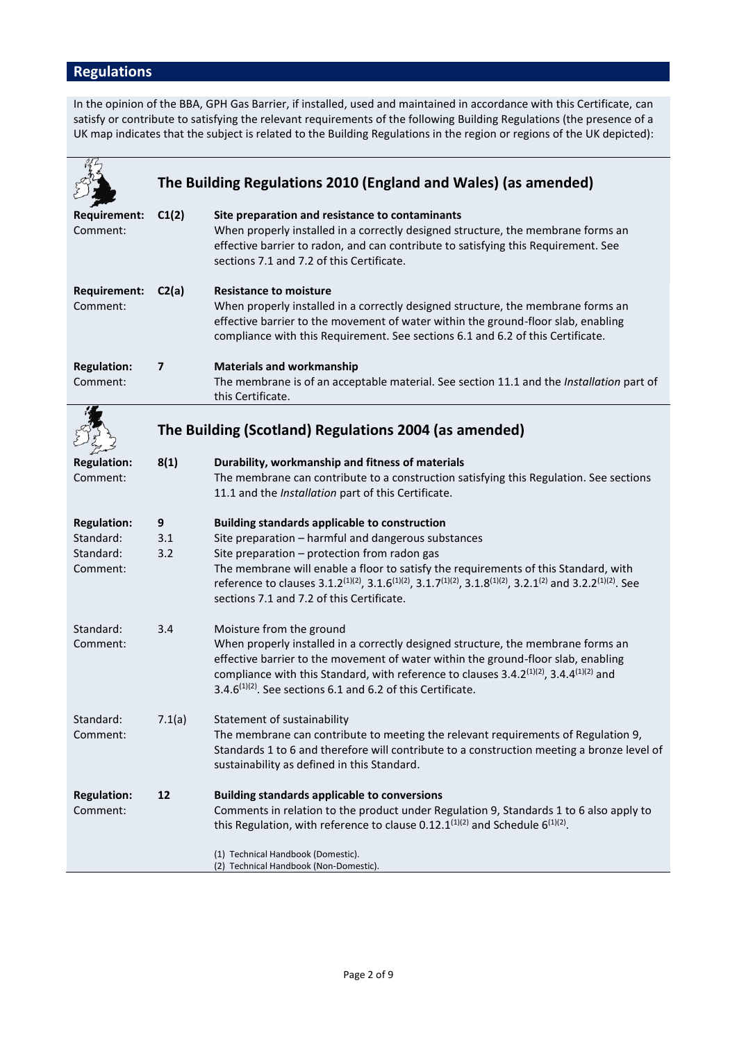## Regulations

In the opinion of the BBA, GPH Gas Barrier, if installed, used and maintained in accordance with this Certificate, can satisfy or contribute to satisfying the relevant requirements of the following Building Regulations (the presence of a UK map indicates that the subject is related to the Building Regulations in the region or regions of the UK depicted):

### The Building Regulations 2010 (England and Wales) (as amended)

**Requirement:** **C1(2)** **Site preparation and resistance to contaminants**
Comment: When properly installed in a correctly designed structure, the membrane forms an effective barrier to radon, and can contribute to satisfying this Requirement. See sections 7.1 and 7.2 of this Certificate.

**Requirement:** **C2(a)** **Resistance to moisture**
Comment: When properly installed in a correctly designed structure, the membrane forms an effective barrier to the movement of water within the ground-floor slab, enabling compliance with this Requirement. See sections 6.1 and 6.2 of this Certificate.

**Regulation:** **7** **Materials and workmanship**
Comment: The membrane is of an acceptable material. See section 11.1 and the *Installation* part of this Certificate.

### The Building (Scotland) Regulations 2004 (as amended)

**Regulation:** **8(1)** **Durability, workmanship and fitness of materials**
Comment: The membrane can contribute to a construction satisfying this Regulation. See sections 11.1 and the *Installation* part of this Certificate.

**Regulation:** **9** **Building standards applicable to construction**
Standard: 3.1 Site preparation – harmful and dangerous substances
Standard: 3.2 Site preparation – protection from radon gas
Comment: The membrane will enable a floor to satisfy the requirements of this Standard, with reference to clauses 3.1.2[(1)(2)], 3.1.6[(1)(2)], 3.1.7[(1)(2)], 3.1.8[(1)(2)], 3.2.1[(2)] and 3.2.2[(1)(2)]. See sections 7.1 and 7.2 of this Certificate.

Standard: 3.4 Moisture from the ground
Comment: When properly installed in a correctly designed structure, the membrane forms an effective barrier to the movement of water within the ground-floor slab, enabling compliance with this Standard, with reference to clauses 3.4.2[(1)(2)], 3.4.4[(1)(2)] and 3.4.6[(1)(2)]. See sections 6.1 and 6.2 of this Certificate.

Standard: 7.1(a) Statement of sustainability
Comment: The membrane can contribute to meeting the relevant requirements of Regulation 9, Standards 1 to 6 and therefore will contribute to a construction meeting a bronze level of sustainability as defined in this Standard.

**Regulation:** **12** **Building standards applicable to conversions**
Comment: Comments in relation to the product under Regulation 9, Standards 1 to 6 also apply to this Regulation, with reference to clause 0.12.1[(1)(2)] and Schedule 6[(1)(2)].

(1) Technical Handbook (Domestic).
(2) Technical Handbook (Non-Domestic).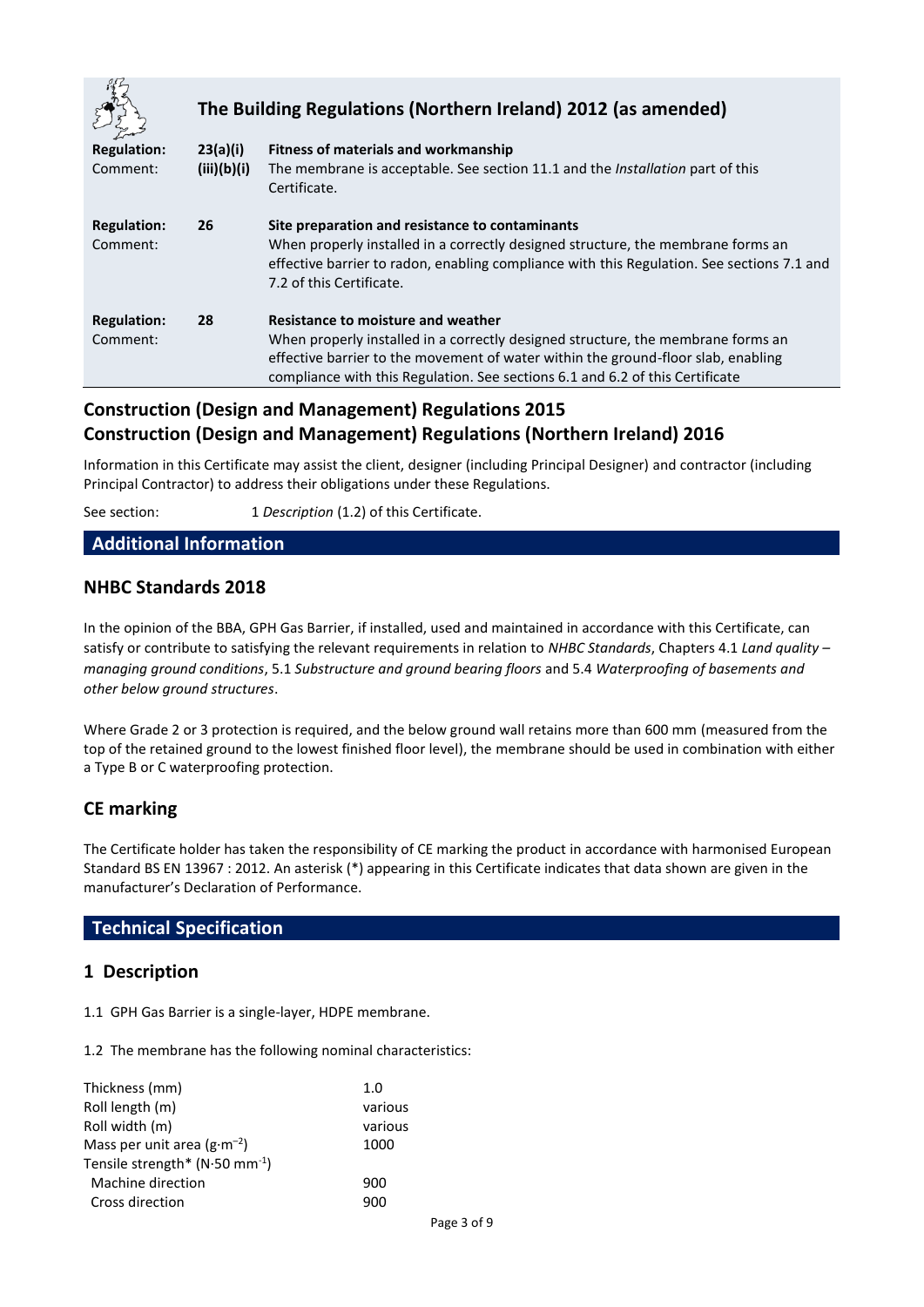## The Building Regulations (Northern Ireland) 2012 (as amended)

| | | |
|---|---|---|
| **Regulation:** | **23(a)(i)** | **Fitness of materials and workmanship** |
| Comment: | **(iii)(b)(i)** | The membrane is acceptable. See section 11.1 and the *Installation* part of this Certificate. |
| **Regulation:** | **26** | **Site preparation and resistance to contaminants** |
| Comment: | | When properly installed in a correctly designed structure, the membrane forms an effective barrier to radon, enabling compliance with this Regulation. See sections 7.1 and 7.2 of this Certificate. |
| **Regulation:** | **28** | **Resistance to moisture and weather** |
| Comment: | | When properly installed in a correctly designed structure, the membrane forms an effective barrier to the movement of water within the ground-floor slab, enabling compliance with this Regulation. See sections 6.1 and 6.2 of this Certificate |

## Construction (Design and Management) Regulations 2015
## Construction (Design and Management) Regulations (Northern Ireland) 2016

Information in this Certificate may assist the client, designer (including Principal Designer) and contractor (including Principal Contractor) to address their obligations under these Regulations.

See section: 1 *Description* (1.2) of this Certificate.

## Additional Information

### NHBC Standards 2018

In the opinion of the BBA, GPH Gas Barrier, if installed, used and maintained in accordance with this Certificate, can satisfy or contribute to satisfying the relevant requirements in relation to *NHBC Standards*, Chapters 4.1 *Land quality – managing ground conditions*, 5.1 *Substructure and ground bearing floors* and 5.4 *Waterproofing of basements and other below ground structures*.

Where Grade 2 or 3 protection is required, and the below ground wall retains more than 600 mm (measured from the top of the retained ground to the lowest finished floor level), the membrane should be used in combination with either a Type B or C waterproofing protection.

### CE marking

The Certificate holder has taken the responsibility of CE marking the product in accordance with harmonised European Standard BS EN 13967 : 2012. An asterisk (*) appearing in this Certificate indicates that data shown are given in the manufacturer's Declaration of Performance.

## Technical Specification

### 1 Description

1.1 GPH Gas Barrier is a single-layer, HDPE membrane.

1.2 The membrane has the following nominal characteristics:

| | |
|---|---|
| Thickness (mm) | 1.0 |
| Roll length (m) | various |
| Roll width (m) | various |
| Mass per unit area ($g{\cdot}m^{-2}$) | 1000 |
| Tensile strength* ($N{\cdot}50\ mm^{-1}$) | |
| Machine direction | 900 |
| Cross direction | 900 |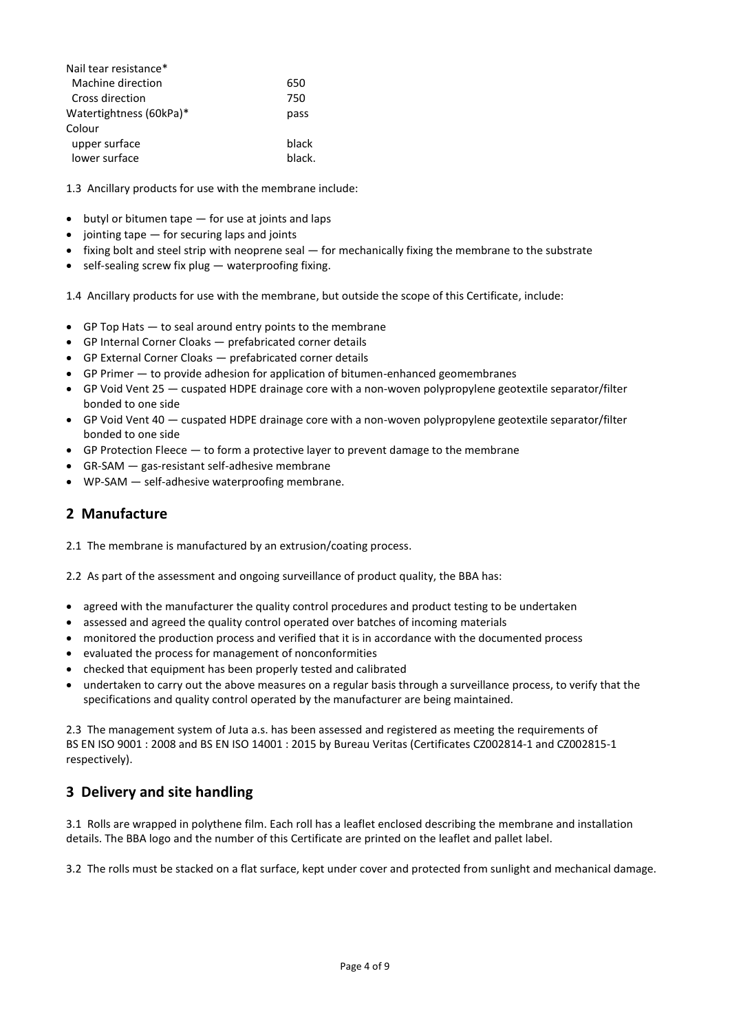| | |
|---|---|
| Nail tear resistance* | |
| Machine direction | 650 |
| Cross direction | 750 |
| Watertightness (60kPa)* | pass |
| Colour | |
| upper surface | black |
| lower surface | black. |

1.3 Ancillary products for use with the membrane include:

- butyl or bitumen tape — for use at joints and laps
- jointing tape — for securing laps and joints
- fixing bolt and steel strip with neoprene seal — for mechanically fixing the membrane to the substrate
- self-sealing screw fix plug — waterproofing fixing.

1.4 Ancillary products for use with the membrane, but outside the scope of this Certificate, include:

- GP Top Hats — to seal around entry points to the membrane
- GP Internal Corner Cloaks — prefabricated corner details
- GP External Corner Cloaks — prefabricated corner details
- GP Primer — to provide adhesion for application of bitumen-enhanced geomembranes
- GP Void Vent 25 — cuspated HDPE drainage core with a non-woven polypropylene geotextile separator/filter bonded to one side
- GP Void Vent 40 — cuspated HDPE drainage core with a non-woven polypropylene geotextile separator/filter bonded to one side
- GP Protection Fleece — to form a protective layer to prevent damage to the membrane
- GR-SAM — gas-resistant self-adhesive membrane
- WP-SAM — self-adhesive waterproofing membrane.

## 2 Manufacture

2.1 The membrane is manufactured by an extrusion/coating process.

2.2 As part of the assessment and ongoing surveillance of product quality, the BBA has:

- agreed with the manufacturer the quality control procedures and product testing to be undertaken
- assessed and agreed the quality control operated over batches of incoming materials
- monitored the production process and verified that it is in accordance with the documented process
- evaluated the process for management of nonconformities
- checked that equipment has been properly tested and calibrated
- undertaken to carry out the above measures on a regular basis through a surveillance process, to verify that the specifications and quality control operated by the manufacturer are being maintained.

2.3 The management system of Juta a.s. has been assessed and registered as meeting the requirements of BS EN ISO 9001 : 2008 and BS EN ISO 14001 : 2015 by Bureau Veritas (Certificates CZ002814-1 and CZ002815-1 respectively).

## 3 Delivery and site handling

3.1 Rolls are wrapped in polythene film. Each roll has a leaflet enclosed describing the membrane and installation details. The BBA logo and the number of this Certificate are printed on the leaflet and pallet label.

3.2 The rolls must be stacked on a flat surface, kept under cover and protected from sunlight and mechanical damage.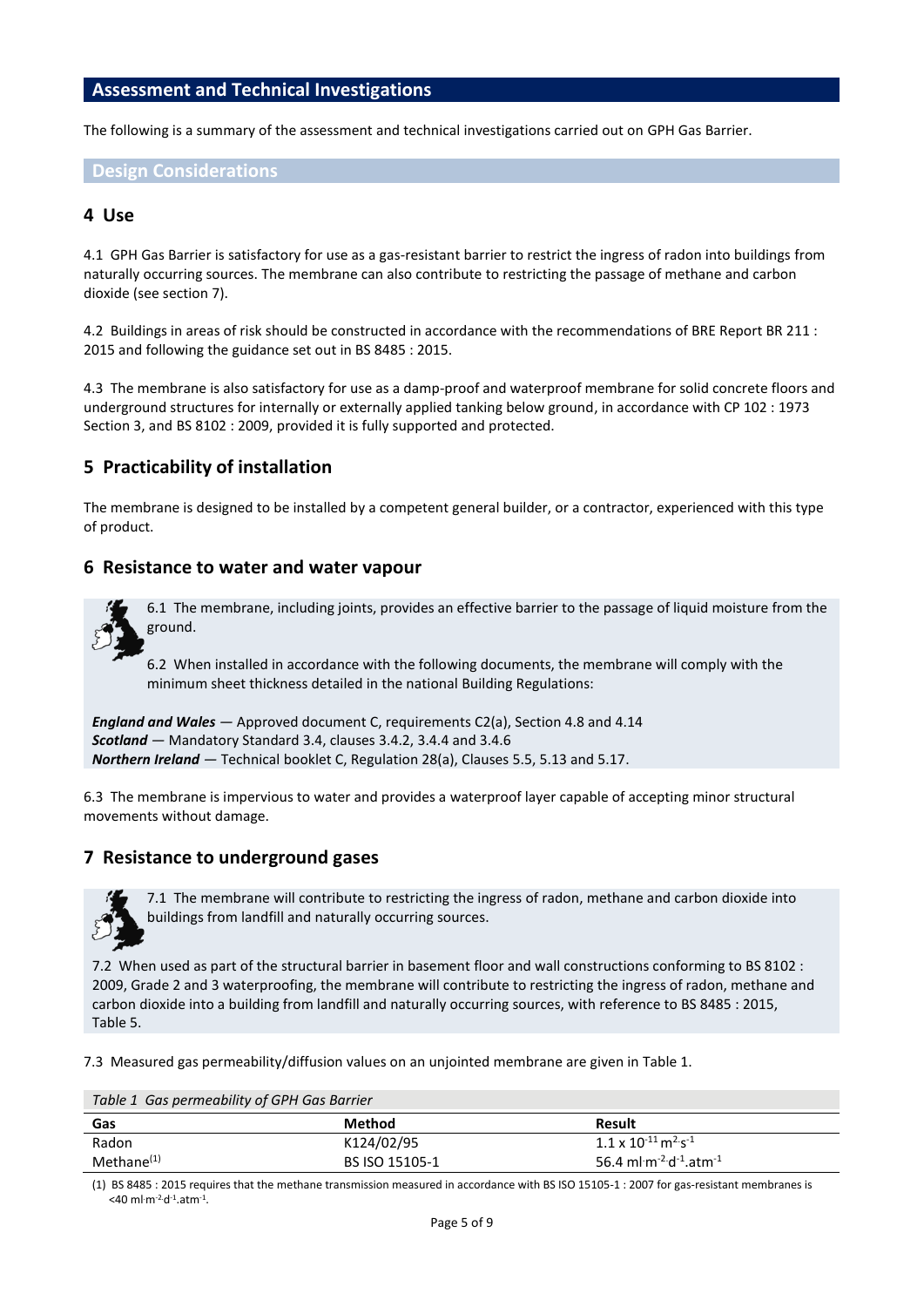## Assessment and Technical Investigations

The following is a summary of the assessment and technical investigations carried out on GPH Gas Barrier.

### Design Considerations

## 4 Use

4.1 GPH Gas Barrier is satisfactory for use as a gas-resistant barrier to restrict the ingress of radon into buildings from naturally occurring sources. The membrane can also contribute to restricting the passage of methane and carbon dioxide (see section 7).

4.2 Buildings in areas of risk should be constructed in accordance with the recommendations of BRE Report BR 211 : 2015 and following the guidance set out in BS 8485 : 2015.

4.3 The membrane is also satisfactory for use as a damp-proof and waterproof membrane for solid concrete floors and underground structures for internally or externally applied tanking below ground, in accordance with CP 102 : 1973 Section 3, and BS 8102 : 2009, provided it is fully supported and protected.

## 5 Practicability of installation

The membrane is designed to be installed by a competent general builder, or a contractor, experienced with this type of product.

## 6 Resistance to water and water vapour

6.1 The membrane, including joints, provides an effective barrier to the passage of liquid moisture from the ground.

6.2 When installed in accordance with the following documents, the membrane will comply with the minimum sheet thickness detailed in the national Building Regulations:

***England and Wales*** — Approved document C, requirements C2(a), Section 4.8 and 4.14
***Scotland*** — Mandatory Standard 3.4, clauses 3.4.2, 3.4.4 and 3.4.6
***Northern Ireland*** — Technical booklet C, Regulation 28(a), Clauses 5.5, 5.13 and 5.17.

6.3 The membrane is impervious to water and provides a waterproof layer capable of accepting minor structural movements without damage.

## 7 Resistance to underground gases

7.1 The membrane will contribute to restricting the ingress of radon, methane and carbon dioxide into buildings from landfill and naturally occurring sources.

7.2 When used as part of the structural barrier in basement floor and wall constructions conforming to BS 8102 : 2009, Grade 2 and 3 waterproofing, the membrane will contribute to restricting the ingress of radon, methane and carbon dioxide into a building from landfill and naturally occurring sources, with reference to BS 8485 : 2015, Table 5.

7.3 Measured gas permeability/diffusion values on an unjointed membrane are given in Table 1.

*Table 1 Gas permeability of GPH Gas Barrier*

| Gas | Method | Result |
|---|---|---|
| Radon | K124/02/95 | $1.1 \times 10^{-11}$ $m^2 \cdot s^{-1}$ |
| Methane[1] | BS ISO 15105-1 | 56.4 $ml \cdot m^{-2} \cdot d^{-1} \cdot atm^{-1}$ |

(1) BS 8485 : 2015 requires that the methane transmission measured in accordance with BS ISO 15105-1 : 2007 for gas-resistant membranes is <40 $ml \cdot m^{-2} \cdot d^{-1} \cdot atm^{-1}$.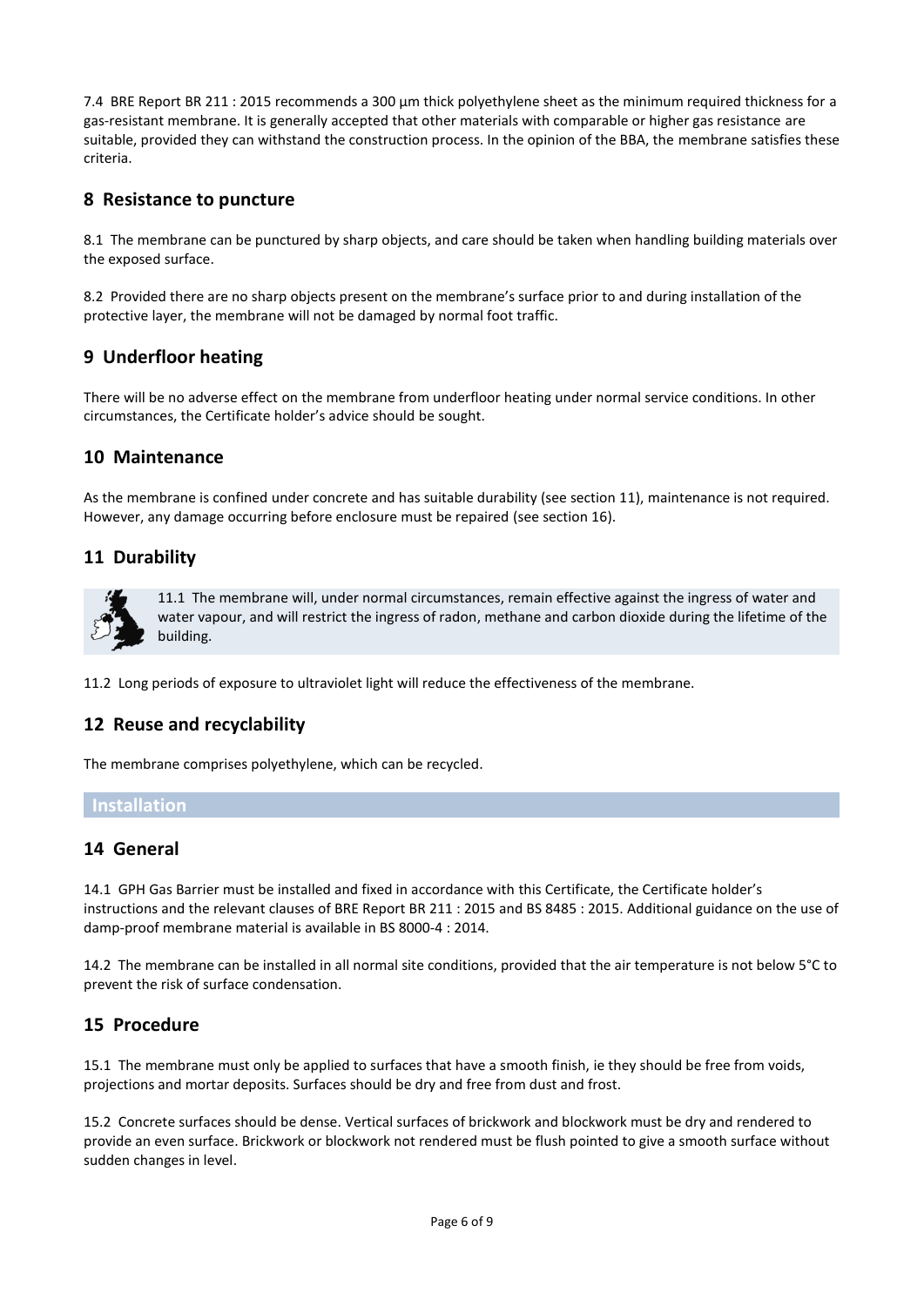7.4 BRE Report BR 211 : 2015 recommends a 300 µm thick polyethylene sheet as the minimum required thickness for a gas-resistant membrane. It is generally accepted that other materials with comparable or higher gas resistance are suitable, provided they can withstand the construction process. In the opinion of the BBA, the membrane satisfies these criteria.

## 8 Resistance to puncture

8.1 The membrane can be punctured by sharp objects, and care should be taken when handling building materials over the exposed surface.

8.2 Provided there are no sharp objects present on the membrane's surface prior to and during installation of the protective layer, the membrane will not be damaged by normal foot traffic.

## 9 Underfloor heating

There will be no adverse effect on the membrane from underfloor heating under normal service conditions. In other circumstances, the Certificate holder's advice should be sought.

## 10 Maintenance

As the membrane is confined under concrete and has suitable durability (see section 11), maintenance is not required. However, any damage occurring before enclosure must be repaired (see section 16).

## 11 Durability

11.1 The membrane will, under normal circumstances, remain effective against the ingress of water and water vapour, and will restrict the ingress of radon, methane and carbon dioxide during the lifetime of the building.

11.2 Long periods of exposure to ultraviolet light will reduce the effectiveness of the membrane.

## 12 Reuse and recyclability

The membrane comprises polyethylene, which can be recycled.

# Installation

## 14 General

14.1 GPH Gas Barrier must be installed and fixed in accordance with this Certificate, the Certificate holder's instructions and the relevant clauses of BRE Report BR 211 : 2015 and BS 8485 : 2015. Additional guidance on the use of damp-proof membrane material is available in BS 8000-4 : 2014.

14.2 The membrane can be installed in all normal site conditions, provided that the air temperature is not below 5°C to prevent the risk of surface condensation.

## 15 Procedure

15.1 The membrane must only be applied to surfaces that have a smooth finish, ie they should be free from voids, projections and mortar deposits. Surfaces should be dry and free from dust and frost.

15.2 Concrete surfaces should be dense. Vertical surfaces of brickwork and blockwork must be dry and rendered to provide an even surface. Brickwork or blockwork not rendered must be flush pointed to give a smooth surface without sudden changes in level.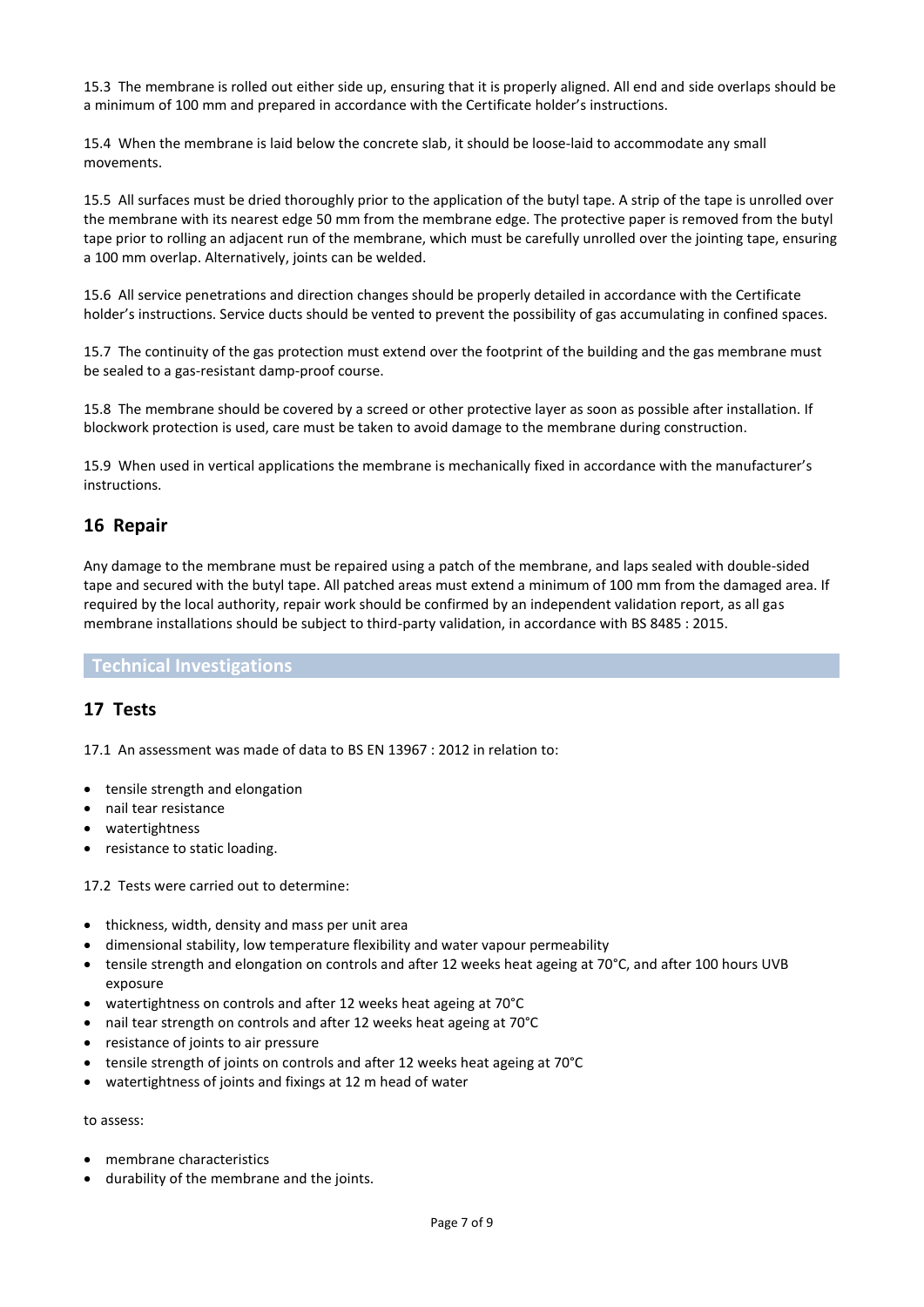15.3 The membrane is rolled out either side up, ensuring that it is properly aligned. All end and side overlaps should be a minimum of 100 mm and prepared in accordance with the Certificate holder's instructions.

15.4 When the membrane is laid below the concrete slab, it should be loose-laid to accommodate any small movements.

15.5 All surfaces must be dried thoroughly prior to the application of the butyl tape. A strip of the tape is unrolled over the membrane with its nearest edge 50 mm from the membrane edge. The protective paper is removed from the butyl tape prior to rolling an adjacent run of the membrane, which must be carefully unrolled over the jointing tape, ensuring a 100 mm overlap. Alternatively, joints can be welded.

15.6 All service penetrations and direction changes should be properly detailed in accordance with the Certificate holder's instructions. Service ducts should be vented to prevent the possibility of gas accumulating in confined spaces.

15.7 The continuity of the gas protection must extend over the footprint of the building and the gas membrane must be sealed to a gas-resistant damp-proof course.

15.8 The membrane should be covered by a screed or other protective layer as soon as possible after installation. If blockwork protection is used, care must be taken to avoid damage to the membrane during construction.

15.9 When used in vertical applications the membrane is mechanically fixed in accordance with the manufacturer's instructions.

## 16 Repair

Any damage to the membrane must be repaired using a patch of the membrane, and laps sealed with double-sided tape and secured with the butyl tape. All patched areas must extend a minimum of 100 mm from the damaged area. If required by the local authority, repair work should be confirmed by an independent validation report, as all gas membrane installations should be subject to third-party validation, in accordance with BS 8485 : 2015.

# Technical Investigations

## 17 Tests

17.1 An assessment was made of data to BS EN 13967 : 2012 in relation to:

- tensile strength and elongation
- nail tear resistance
- watertightness
- resistance to static loading.

17.2 Tests were carried out to determine:

- thickness, width, density and mass per unit area
- dimensional stability, low temperature flexibility and water vapour permeability
- tensile strength and elongation on controls and after 12 weeks heat ageing at 70°C, and after 100 hours UVB exposure
- watertightness on controls and after 12 weeks heat ageing at 70°C
- nail tear strength on controls and after 12 weeks heat ageing at 70°C
- resistance of joints to air pressure
- tensile strength of joints on controls and after 12 weeks heat ageing at 70°C
- watertightness of joints and fixings at 12 m head of water

to assess:

- membrane characteristics
- durability of the membrane and the joints.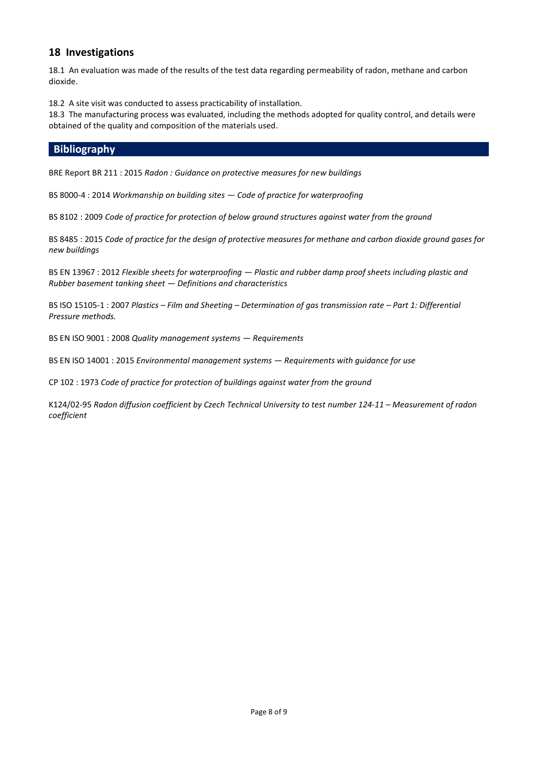## 18 Investigations

18.1 An evaluation was made of the results of the test data regarding permeability of radon, methane and carbon dioxide.

18.2 A site visit was conducted to assess practicability of installation.

18.3 The manufacturing process was evaluated, including the methods adopted for quality control, and details were obtained of the quality and composition of the materials used.

## Bibliography

BRE Report BR 211 : 2015 *Radon : Guidance on protective measures for new buildings*

BS 8000-4 : 2014 *Workmanship on building sites — Code of practice for waterproofing*

BS 8102 : 2009 *Code of practice for protection of below ground structures against water from the ground*

BS 8485 : 2015 *Code of practice for the design of protective measures for methane and carbon dioxide ground gases for new buildings*

BS EN 13967 : 2012 *Flexible sheets for waterproofing — Plastic and rubber damp proof sheets including plastic and Rubber basement tanking sheet — Definitions and characteristics*

BS ISO 15105-1 : 2007 *Plastics – Film and Sheeting – Determination of gas transmission rate – Part 1: Differential Pressure methods.*

BS EN ISO 9001 : 2008 *Quality management systems — Requirements*

BS EN ISO 14001 : 2015 *Environmental management systems — Requirements with guidance for use*

CP 102 : 1973 *Code of practice for protection of buildings against water from the ground*

K124/02-95 *Radon diffusion coefficient by Czech Technical University to test number 124-11 – Measurement of radon coefficient*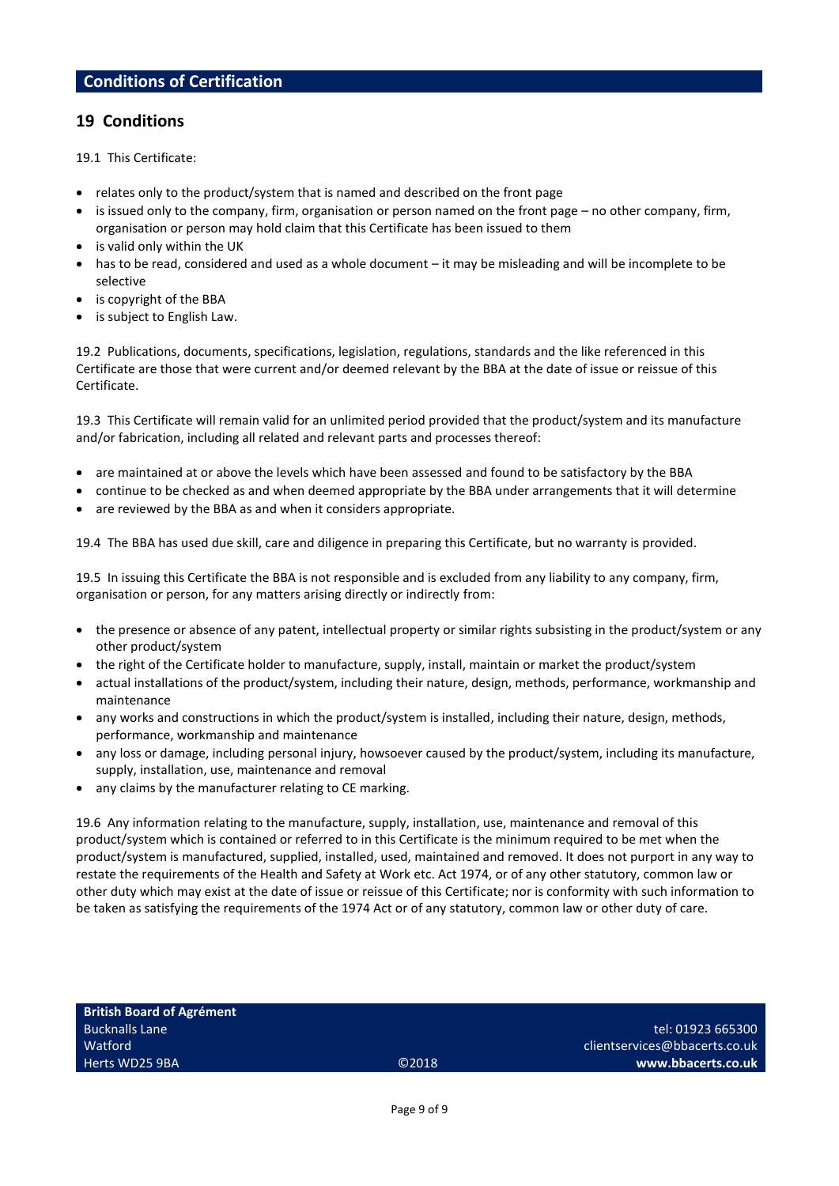## Conditions of Certification

## 19 Conditions

19.1 This Certificate:

- relates only to the product/system that is named and described on the front page
- is issued only to the company, firm, organisation or person named on the front page – no other company, firm, organisation or person may hold claim that this Certificate has been issued to them
- is valid only within the UK
- has to be read, considered and used as a whole document – it may be misleading and will be incomplete to be selective
- is copyright of the BBA
- is subject to English Law.

19.2 Publications, documents, specifications, legislation, regulations, standards and the like referenced in this Certificate are those that were current and/or deemed relevant by the BBA at the date of issue or reissue of this Certificate.

19.3 This Certificate will remain valid for an unlimited period provided that the product/system and its manufacture and/or fabrication, including all related and relevant parts and processes thereof:

- are maintained at or above the levels which have been assessed and found to be satisfactory by the BBA
- continue to be checked as and when deemed appropriate by the BBA under arrangements that it will determine
- are reviewed by the BBA as and when it considers appropriate.

19.4 The BBA has used due skill, care and diligence in preparing this Certificate, but no warranty is provided.

19.5 In issuing this Certificate the BBA is not responsible and is excluded from any liability to any company, firm, organisation or person, for any matters arising directly or indirectly from:

- the presence or absence of any patent, intellectual property or similar rights subsisting in the product/system or any other product/system
- the right of the Certificate holder to manufacture, supply, install, maintain or market the product/system
- actual installations of the product/system, including their nature, design, methods, performance, workmanship and maintenance
- any works and constructions in which the product/system is installed, including their nature, design, methods, performance, workmanship and maintenance
- any loss or damage, including personal injury, howsoever caused by the product/system, including its manufacture, supply, installation, use, maintenance and removal
- any claims by the manufacturer relating to CE marking.

19.6 Any information relating to the manufacture, supply, installation, use, maintenance and removal of this product/system which is contained or referred to in this Certificate is the minimum required to be met when the product/system is manufactured, supplied, installed, used, maintained and removed. It does not purport in any way to restate the requirements of the Health and Safety at Work etc. Act 1974, or of any other statutory, common law or other duty which may exist at the date of issue or reissue of this Certificate; nor is conformity with such information to be taken as satisfying the requirements of the 1974 Act or of any statutory, common law or other duty of care.

**British Board of Agrément**
Bucknalls Lane
Watford
Herts WD25 9BA

©2018

tel: 01923 665300
clientservices@bbacerts.co.uk
**www.bbacerts.co.uk**